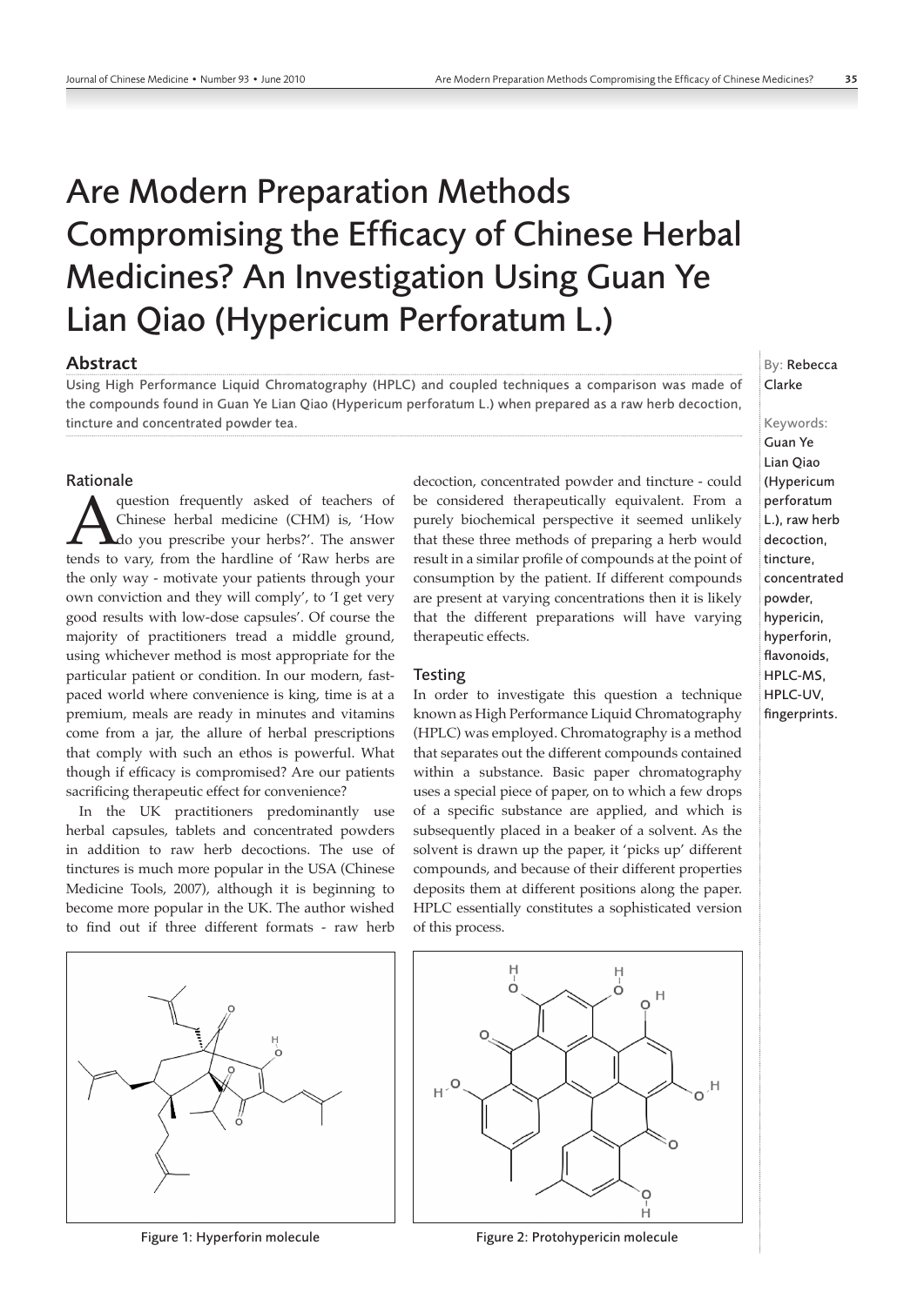# Are Modern Preparation Methods Compromising the Efficacy of Chinese Herbal Medicines? An Investigation Using Guan Ye Lian Qiao (Hypericum Perforatum L.)

By: Rebecca Clarke

Keywords: Guan Ye Lian Qiao (Hypericum perforatum L.), raw herb decoction, tincture, concentrated powder, hypericin, hyperforin, flavonoids, HPLC-MS, HPLC-UV, fingerprints.

## Abstract

Using High Performance Liquid Chromatography (HPLC) and coupled techniques a comparison was made of the compounds found in Guan Ye Lian Qiao (Hypericum perforatum L.) when prepared as a raw herb decoction, tincture and concentrated powder tea.

### Rationale

A question frequently asked of teachers of Chinese herbal medicine (CHM) is, 'How do you prescribe your herbs?'. The answer tends to vary, from the hardline of 'Raw herbs are the only way - motivate your patients through your own conviction and they will comply', to 'I get very good results with low-dose capsules'. Of course the majority of practitioners tread a middle ground, using whichever method is most appropriate for the particular patient or condition. In our modern, fast-paced world where convenience is king, time is at a premium, meals are ready in minutes and vitamins come from a jar, the allure of herbal prescriptions that comply with such an ethos is powerful. What though if efficacy is compromised? Are our patients sacrificing therapeutic effect for convenience?

In the UK practitioners predominantly use herbal capsules, tablets and concentrated powders in addition to raw herb decoctions. The use of tinctures is much more popular in the USA (Chinese Medicine Tools, 2007), although it is beginning to become more popular in the UK. The author wished to find out if three different formats - raw herb decoction, concentrated powder and tincture - could be considered therapeutically equivalent. From a purely biochemical perspective it seemed unlikely that these three methods of preparing a herb would result in a similar profile of compounds at the point of consumption by the patient. If different compounds are present at varying concentrations then it is likely that the different preparations will have varying therapeutic effects.

### Testing

In order to investigate this question a technique known as High Performance Liquid Chromatography (HPLC) was employed. Chromatography is a method that separates out the different compounds contained within a substance. Basic paper chromatography uses a special piece of paper, on to which a few drops of a specific substance are applied, and which is subsequently placed in a beaker of a solvent. As the solvent is drawn up the paper, it 'picks up' different compounds, and because of their different properties deposits them at different positions along the paper. HPLC essentially constitutes a sophisticated version of this process.

Figure 1: Hyperforin molecule

Figure 2: Protohypericin molecule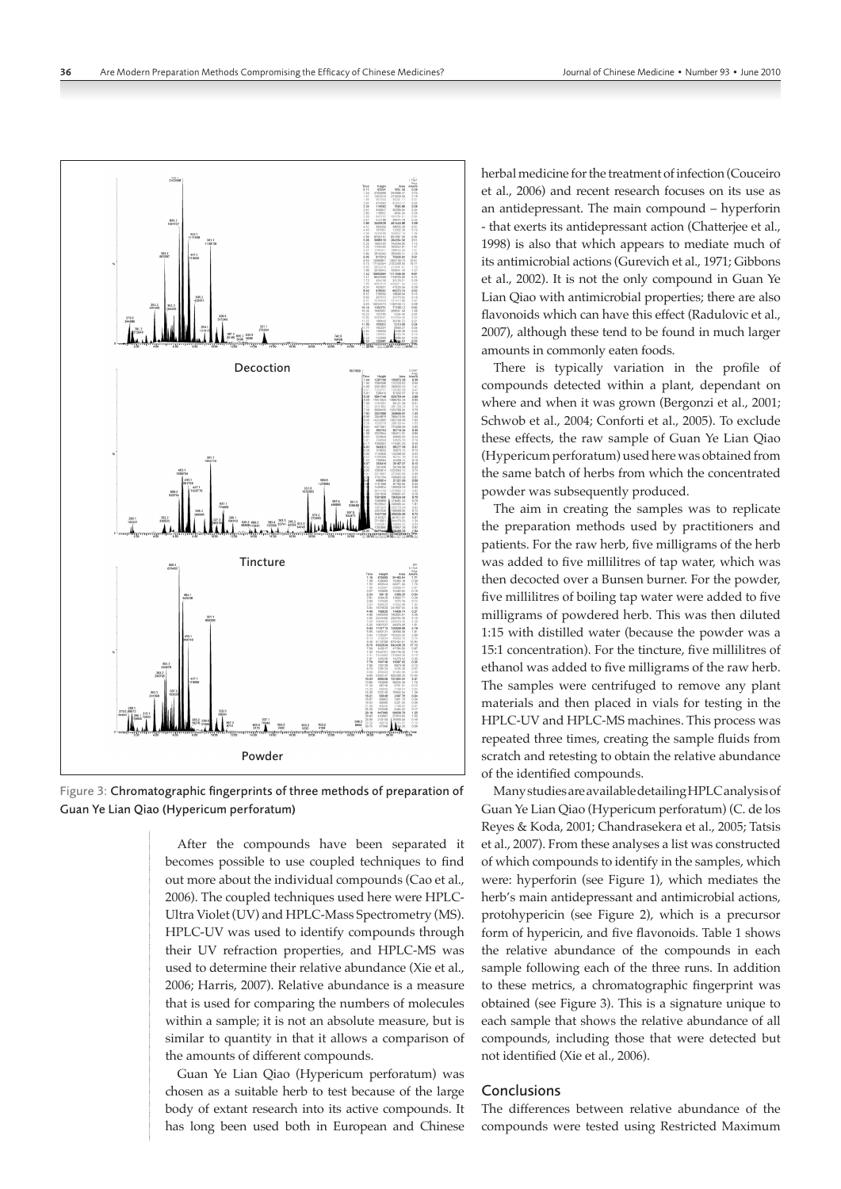Figure 3: Chromatographic fingerprints of three methods of preparation of Guan Ye Lian Qiao (Hypericum perforatum)

After the compounds have been separated it becomes possible to use coupled techniques to find out more about the individual compounds (Cao et al., 2006). The coupled techniques used here were HPLC-Ultra Violet (UV) and HPLC-Mass Spectrometry (MS). HPLC-UV was used to identify compounds through their UV refraction properties, and HPLC-MS was used to determine their relative abundance (Xie et al., 2006; Harris, 2007). Relative abundance is a measure that is used for comparing the numbers of molecules within a sample; it is not an absolute measure, but is similar to quantity in that it allows a comparison of the amounts of different compounds.

Guan Ye Lian Qiao (Hypericum perforatum) was chosen as a suitable herb to test because of the large body of extant research into its active compounds. It has long been used both in European and Chinese herbal medicine for the treatment of infection (Couceiro et al., 2006) and recent research focuses on its use as an antidepressant. The main compound – hyperforin - that exerts its antidepressant action (Chatterjee et al., 1998) is also that which appears to mediate much of its antimicrobial actions (Gurevich et al., 1971; Gibbons et al., 2002). It is not the only compound in Guan Ye Lian Qiao with antimicrobial properties; there are also flavonoids which can have this effect (Radulovic et al., 2007), although these tend to be found in much larger amounts in commonly eaten foods.

There is typically variation in the profile of compounds detected within a plant, dependant on where and when it was grown (Bergonzi et al., 2001; Schwob et al., 2004; Conforti et al., 2005). To exclude these effects, the raw sample of Guan Ye Lian Qiao (Hypericum perforatum) used here was obtained from the same batch of herbs from which the concentrated powder was subsequently produced.

The aim in creating the samples was to replicate the preparation methods used by practitioners and patients. For the raw herb, five milligrams of the herb was added to five millilitres of tap water, which was then decocted over a Bunsen burner. For the powder, five millilitres of boiling tap water were added to five milligrams of powdered herb. This was then diluted 1:15 with distilled water (because the powder was a 15:1 concentration). For the tincture, five millilitres of ethanol was added to five milligrams of the raw herb. The samples were centrifuged to remove any plant materials and then placed in vials for testing in the HPLC-UV and HPLC-MS machines. This process was repeated three times, creating the sample fluids from scratch and retesting to obtain the relative abundance of the identified compounds.

Many studies are available detailing HPLC analysis of Guan Ye Lian Qiao (Hypericum perforatum) (C. de los Reyes & Koda, 2001; Chandrasekera et al., 2005; Tatsis et al., 2007). From these analyses a list was constructed of which compounds to identify in the samples, which were: hyperforin (see Figure 1), which mediates the herb's main antidepressant and antimicrobial actions, protohypericin (see Figure 2), which is a precursor form of hypericin, and five flavonoids. Table 1 shows the relative abundance of the compounds in each sample following each of the three runs. In addition to these metrics, a chromatographic fingerprint was obtained (see Figure 3). This is a signature unique to each sample that shows the relative abundance of all compounds, including those that were detected but not identified (Xie et al., 2006).

## Conclusions

The differences between relative abundance of the compounds were tested using Restricted Maximum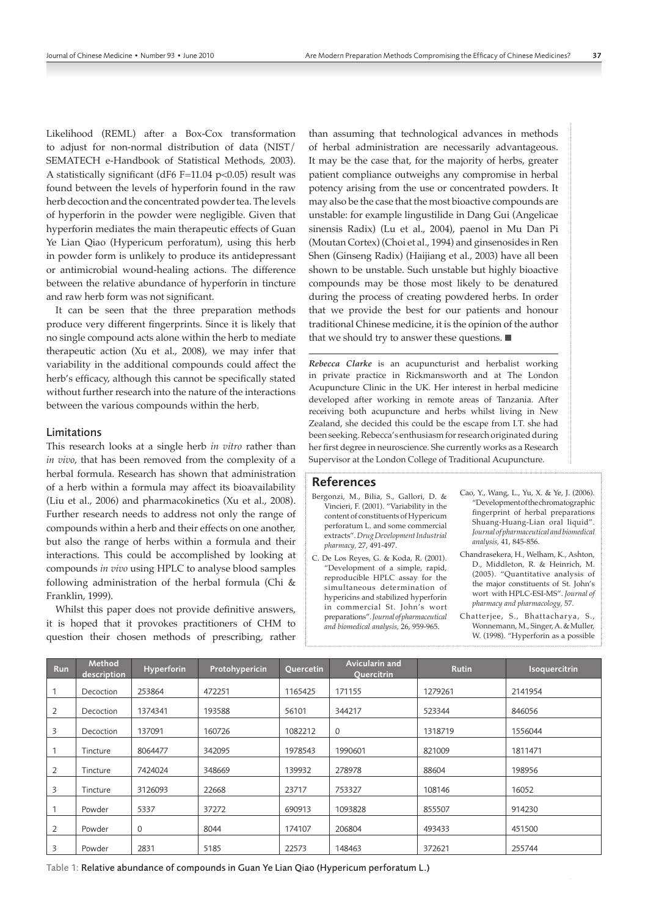Likelihood (REML) after a Box-Cox transformation to adjust for non-normal distribution of data (NIST/ SEMATECH e-Handbook of Statistical Methods, 2003). A statistically significant (dF6 F=11.04 $p<0.05$) result was found between the levels of hyperforin found in the raw herb decoction and the concentrated powder tea. The levels of hyperforin in the powder were negligible. Given that hyperforin mediates the main therapeutic effects of Guan Ye Lian Qiao (Hypericum perforatum), using this herb in powder form is unlikely to produce its antidepressant or antimicrobial wound-healing actions. The difference between the relative abundance of hyperforin in tincture and raw herb form was not significant.

It can be seen that the three preparation methods produce very different fingerprints. Since it is likely that no single compound acts alone within the herb to mediate therapeutic action (Xu et al., 2008), we may infer that variability in the additional compounds could affect the herb's efficacy, although this cannot be specifically stated without further research into the nature of the interactions between the various compounds within the herb.

## Limitations

This research looks at a single herb *in vitro* rather than *in vivo*, that has been removed from the complexity of a herbal formula. Research has shown that administration of a herb within a formula may affect its bioavailability (Liu et al., 2006) and pharmacokinetics (Xu et al., 2008). Further research needs to address not only the range of compounds within a herb and their effects on one another, but also the range of herbs within a formula and their interactions. This could be accomplished by looking at compounds *in vivo* using HPLC to analyse blood samples following administration of the herbal formula (Chi & Franklin, 1999).

Whilst this paper does not provide definitive answers, it is hoped that it provokes practitioners of CHM to question their chosen methods of prescribing, rather than assuming that technological advances in methods of herbal administration are necessarily advantageous. It may be the case that, for the majority of herbs, greater patient compliance outweighs any compromise in herbal potency arising from the use or concentrated powders. It may also be the case that the most bioactive compounds are unstable: for example lingustilide in Dang Gui (Angelicae sinensis Radix) (Lu et al., 2004), paenol in Mu Dan Pi (Moutan Cortex) (Choi et al., 1994) and ginsenosides in Ren Shen (Ginseng Radix) (Haijiang et al., 2003) have all been shown to be unstable. Such unstable but highly bioactive compounds may be those most likely to be denatured during the process of creating powdered herbs. In order that we provide the best for our patients and honour traditional Chinese medicine, it is the opinion of the author that we should try to answer these questions. ■

***Rebecca Clarke*** is an acupuncturist and herbalist working in private practice in Rickmansworth and at The London Acupuncture Clinic in the UK. Her interest in herbal medicine developed after working in remote areas of Tanzania. After receiving both acupuncture and herbs whilst living in New Zealand, she decided this could be the escape from I.T. she had been seeking. Rebecca's enthusiasm for research originated during her first degree in neuroscience. She currently works as a Research Supervisor at the London College of Traditional Acupuncture.

## References

Bergonzi, M., Bilia, S., Gallori, D. & Vincieri, F. (2001). "Variability in the content of constituents of Hypericum perforatum L. and some commercial extracts". *Drug Development Industrial pharmacy,* 27, 491-497.

C. De Los Reyes, G. & Koda, R. (2001). "Development of a simple, rapid, reproducible HPLC assay for the simultaneous determination of hypericins and stabilized hyperforin in commercial St. John's wort preparations". *Journal of pharmaceutical and biomedical analysis,* 26, 959-965.

Cao, Y., Wang, L., Yu, X. & Ye, J. (2006). "Development of the chromatographic fingerprint of herbal preparations Shuang-Huang-Lian oral liquid". *Journal of pharmaceutical and biomedical analysis,* 41, 845-856.

Chandrasekera, H., Welham, K., Ashton, D., Middleton, R. & Heinrich, M. (2005). "Quantitative analysis of the major constituents of St. John's wort with HPLC-ESI-MS". *Journal of pharmacy and pharmacology,* 57.

Chatterjee, S., Bhattacharya, S., Wonnemann, M., Singer, A. & Muller, W. (1998). "Hyperforin as a possible

| Run | Method description | Hyperforin | Protohypericin | Quercetin | Avicularin and Quercitrin | Rutin | Isoquercitrin |
|---|---|---|---|---|---|---|---|
| 1 | Decoction | 253864 | 472251 | 1165425 | 171155 | 1279261 | 2141954 |
| 2 | Decoction | 1374341 | 193588 | 56101 | 344217 | 523344 | 846056 |
| 3 | Decoction | 137091 | 160726 | 1082212 | 0 | 1318719 | 1556044 |
| 1 | Tincture | 8064477 | 342095 | 1978543 | 1990601 | 821009 | 1811471 |
| 2 | Tincture | 7424024 | 348669 | 139932 | 278978 | 88604 | 198956 |
| 3 | Tincture | 3126093 | 22668 | 23717 | 753327 | 108146 | 16052 |
| 1 | Powder | 5337 | 37272 | 690913 | 1093828 | 855507 | 914230 |
| 2 | Powder | 0 | 8044 | 174107 | 206804 | 493433 | 451500 |
| 3 | Powder | 2831 | 5185 | 22573 | 148463 | 372621 | 255744 |

Table 1: Relative abundance of compounds in Guan Ye Lian Qiao (Hypericum perforatum L.)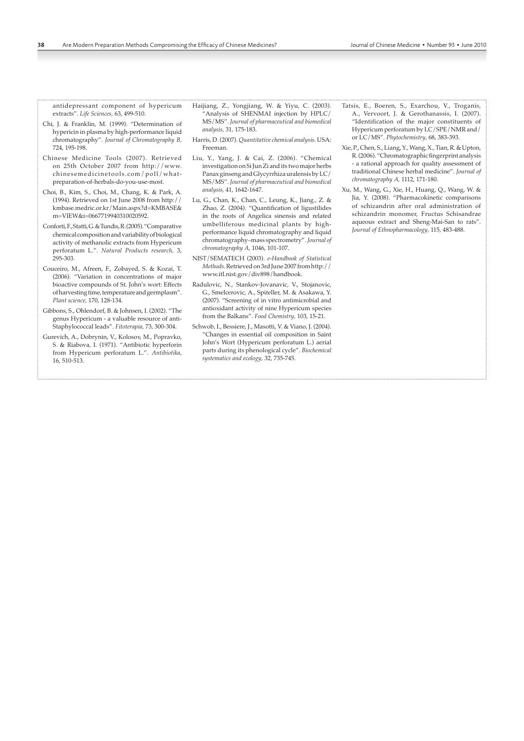antidepressant component of hypericum extracts". *Life Sciences,* 63, 499-510.

Chi, J. & Franklin, M. (1999). "Determination of hypericin in plasma by high-performance liquid chromatography". *Journal of Chromatography B,* 724, 195-198.

Chinese Medicine Tools (2007). Retrieved on 25th October 2007 from http://www.chinesemedicinetools.com/poll/what-preparation-of-herbals-do-you-use-most.

Choi, B., Kim, S., Choi, M., Chang, K. & Park, A. (1994). Retrieved on 1st June 2008 from http://kmbase.medric.or.kr/Main.aspx?d=KMBASE&m=VIEW&i=0667719940310020592.

Conforti, F., Statti, G. & Tundis, R. (2005). "Comparative chemical composition and variability of biological activity of methanolic extracts from Hypericum perforatum L.". *Natural Products research,* 3, 295-303.

Couceiro, M., Afreen, F., Zobayed, S. & Kozai, T. (2006). "Variation in concentrations of major bioactive compounds of St. John's wort: Effects of harvesting time, temperature and germplasm". *Plant science,* 170, 128-134.

Gibbons, S., Ohlendorf, B. & Johnsen, I. (2002). "The genus Hypericum - a valuable resource of anti-Staphylococcal leads". *Fitoterapia,* 73, 300-304.

Gurevich, A., Dobrynin, V., Kolosov, M., Popravko, S. & Riabova, I. (1971). "Antibiotic hyperforin from Hypericum perforatum L.". *Antibiotika,* 16, 510-513.

Haijiang, Z., Yongjiang, W. & Yiyu, C. (2003). "Analysis of SHENMAI injection by HPLC/MS/MS". *Journal of pharmaceutical and biomedical analysis,* 31, 175-183.

Harris, D. (2007). *Quantitative chemical analysis.* USA: Freeman.

Liu, Y., Yang, J. & Cai, Z. (2006). "Chemical investigation on Si Jun Zi and its two major herbs Panax ginseng and Glycyrrhiza uralensis by LC/MS/MS". *Journal of pharmaceutical and biomedical analysis,* 41, 1642-1647.

Lu, G., Chan, K., Chan, C., Leung, K., Jiang., Z. & Zhao, Z. (2004). "Quantification of ligustilides in the roots of Angelica sinensis and related umbelliferous medicinal plants by high-performance liquid chromatography and liquid chromatography–mass spectrometry". *Journal of chromatography A,* 1046, 101-107.

NIST/SEMATECH (2003). *e-Handbook of Statistical Methods.* Retrieved on 3rd June 2007 from http://www.itl.nist.gov/div898/handbook.

Radulovic, N., Stankov-Jovanavic, V., Stojanovic, G., Smelcerovic, A., Spiteller, M. & Asakawa, Y. (2007). "Screening of in vitro antimicrobial and antioxidant activity of nine Hypericum species from the Balkans". *Food Chemistry,* 103, 15-21.

Schwob, I., Bessiere, J., Masotti, V. & Viano, J. (2004). "Changes in essential oil composition in Saint John's Wort (Hypericum perforatum L.) aerial parts during its phenological cycle". *Biochemical systematics and ecology,* 32, 735-745.

Tatsis, E., Boeren, S., Exarchou, V., Troganis, A., Vervoort, J. & Gerothanassis, I. (2007). "Identification of the major constituents of Hypericum perforatum by LC/SPE/NMR and/or LC/MS". *Phytochemistry,* 68, 383-393.

Xie, P., Chen, S., Liang, Y., Wang, X., Tian, R. & Upton, R. (2006). "Chromatographic fingerprint analysis - a rational approach for quality assessment of traditional Chinese herbal medicine". *Journal of chromatography A,* 1112, 171-180.

Xu, M., Wang, G., Xie, H., Huang, Q., Wang, W. & Jia, Y. (2008). "Pharmacokinetic comparisons of schizandrin after oral administration of schizandrin monomer, Fructus Schisandrae aqueous extract and Sheng-Mai-San to rats". *Journal of Ethnopharmacology,* 115, 483-488.